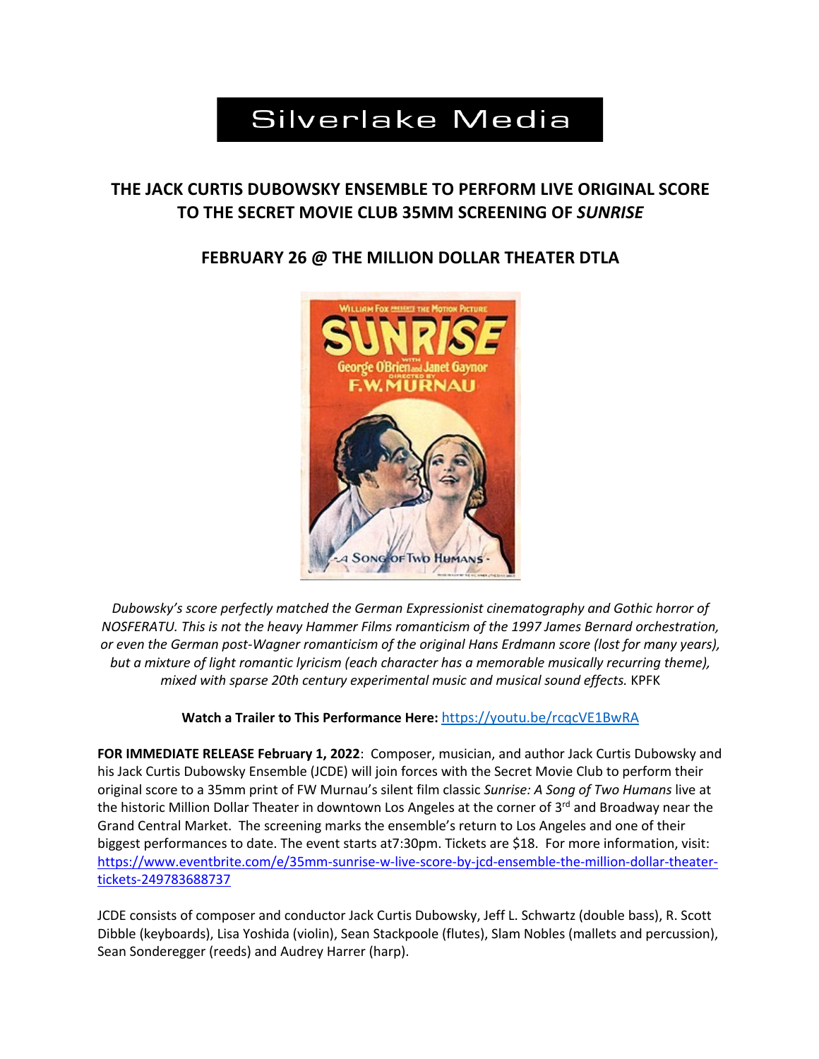# Silverlake Media

## THE JACK CURTIS DUBOWSKY ENSEMBLE TO PERFORM LIVE ORIGINAL SCORE TO THE SECRET MOVIE CLUB 35MM SCREENING OF *SUNRISE*

## FEBRUARY 26 @ THE MILLION DOLLAR THEATER DTLA

*Dubowsky's score perfectly matched the German Expressionist cinematography and Gothic horror of NOSFERATU. This is not the heavy Hammer Films romanticism of the 1997 James Bernard orchestration, or even the German post-Wagner romanticism of the original Hans Erdmann score (lost for many years), but a mixture of light romantic lyricism (each character has a memorable musically recurring theme), mixed with sparse 20th century experimental music and musical sound effects.* KPFK

**Watch a Trailer to This Performance Here:** https://youtu.be/rcqcVE1BwRA

**FOR IMMEDIATE RELEASE February 1, 2022**: Composer, musician, and author Jack Curtis Dubowsky and his Jack Curtis Dubowsky Ensemble (JCDE) will join forces with the Secret Movie Club to perform their original score to a 35mm print of FW Murnau's silent film classic *Sunrise: A Song of Two Humans* live at the historic Million Dollar Theater in downtown Los Angeles at the corner of 3rd and Broadway near the Grand Central Market. The screening marks the ensemble's return to Los Angeles and one of their biggest performances to date. The event starts at7:30pm. Tickets are $18. For more information, visit: https://www.eventbrite.com/e/35mm-sunrise-w-live-score-by-jcd-ensemble-the-million-dollar-theater-tickets-249783688737

JCDE consists of composer and conductor Jack Curtis Dubowsky, Jeff L. Schwartz (double bass), R. Scott Dibble (keyboards), Lisa Yoshida (violin), Sean Stackpoole (flutes), Slam Nobles (mallets and percussion), Sean Sonderegger (reeds) and Audrey Harrer (harp).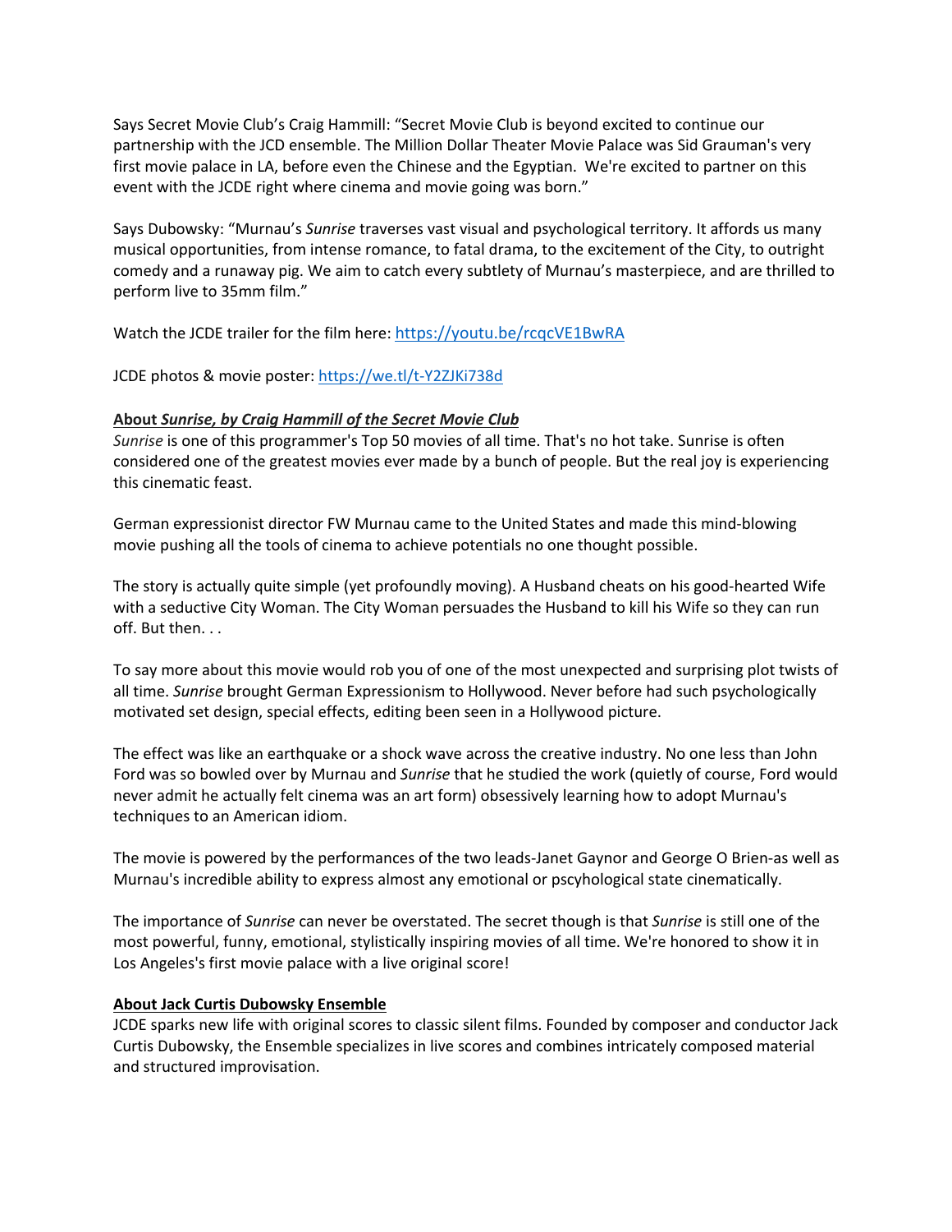Says Secret Movie Club's Craig Hammill: "Secret Movie Club is beyond excited to continue our partnership with the JCD ensemble. The Million Dollar Theater Movie Palace was Sid Grauman's very first movie palace in LA, before even the Chinese and the Egyptian.  We're excited to partner on this event with the JCDE right where cinema and movie going was born."

Says Dubowsky: "Murnau's *Sunrise* traverses vast visual and psychological territory. It affords us many musical opportunities, from intense romance, to fatal drama, to the excitement of the City, to outright comedy and a runaway pig. We aim to catch every subtlety of Murnau's masterpiece, and are thrilled to perform live to 35mm film."

Watch the JCDE trailer for the film here: [https://youtu.be/rcqcVE1BwRA](https://youtu.be/rcqcVE1BwRA)

JCDE photos & movie poster: [https://we.tl/t-Y2ZJKi738d](https://we.tl/t-Y2ZJKi738d)

**About *Sunrise, by Craig Hammill of the Secret Movie Club***

*Sunrise* is one of this programmer's Top 50 movies of all time. That's no hot take. Sunrise is often considered one of the greatest movies ever made by a bunch of people. But the real joy is experiencing this cinematic feast.

German expressionist director FW Murnau came to the United States and made this mind-blowing movie pushing all the tools of cinema to achieve potentials no one thought possible.

The story is actually quite simple (yet profoundly moving). A Husband cheats on his good-hearted Wife with a seductive City Woman. The City Woman persuades the Husband to kill his Wife so they can run off. But then. . .

To say more about this movie would rob you of one of the most unexpected and surprising plot twists of all time. *Sunrise* brought German Expressionism to Hollywood. Never before had such psychologically motivated set design, special effects, editing been seen in a Hollywood picture.

The effect was like an earthquake or a shock wave across the creative industry. No one less than John Ford was so bowled over by Murnau and *Sunrise* that he studied the work (quietly of course, Ford would never admit he actually felt cinema was an art form) obsessively learning how to adopt Murnau's techniques to an American idiom.

The movie is powered by the performances of the two leads-Janet Gaynor and George O Brien-as well as Murnau's incredible ability to express almost any emotional or pscychological state cinematically.

The importance of *Sunrise* can never be overstated. The secret though is that *Sunrise* is still one of the most powerful, funny, emotional, stylistically inspiring movies of all time. We're honored to show it in Los Angeles's first movie palace with a live original score!

**About Jack Curtis Dubowsky Ensemble**

JCDE sparks new life with original scores to classic silent films. Founded by composer and conductor Jack Curtis Dubowsky, the Ensemble specializes in live scores and combines intricately composed material and structured improvisation.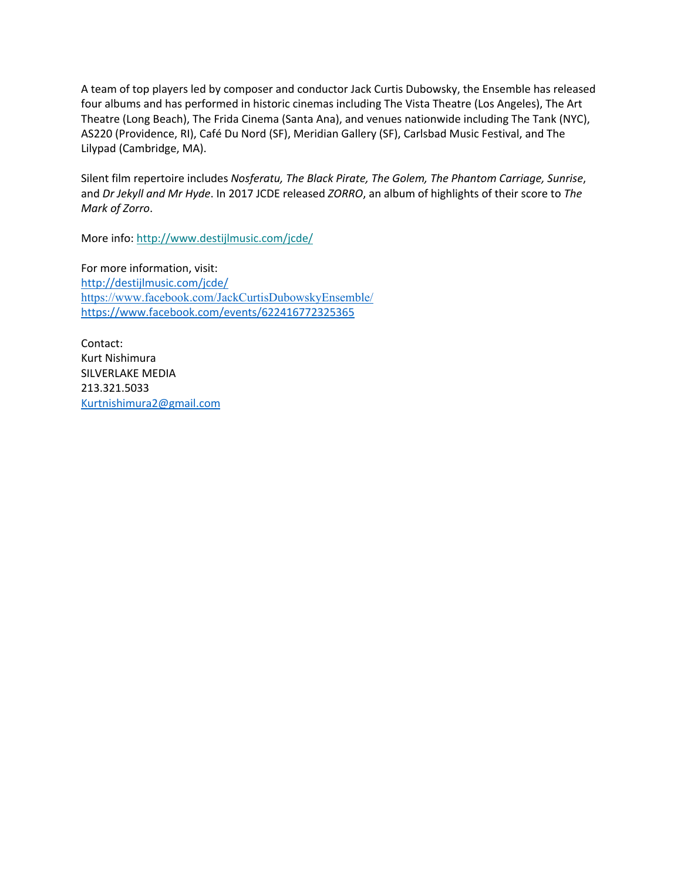A team of top players led by composer and conductor Jack Curtis Dubowsky, the Ensemble has released four albums and has performed in historic cinemas including The Vista Theatre (Los Angeles), The Art Theatre (Long Beach), The Frida Cinema (Santa Ana), and venues nationwide including The Tank (NYC), AS220 (Providence, RI), Café Du Nord (SF), Meridian Gallery (SF), Carlsbad Music Festival, and The Lilypad (Cambridge, MA).

Silent film repertoire includes *Nosferatu, The Black Pirate, The Golem, The Phantom Carriage, Sunrise*, and *Dr Jekyll and Mr Hyde*. In 2017 JCDE released *ZORRO*, an album of highlights of their score to *The Mark of Zorro*.

More info: http://www.destijlmusic.com/jcde/

For more information, visit:
http://destijlmusic.com/jcde/
https://www.facebook.com/JackCurtisDubowskyEnsemble/
https://www.facebook.com/events/622416772325365

Contact:
Kurt Nishimura
SILVERLAKE MEDIA
213.321.5033
Kurtnishimura2@gmail.com